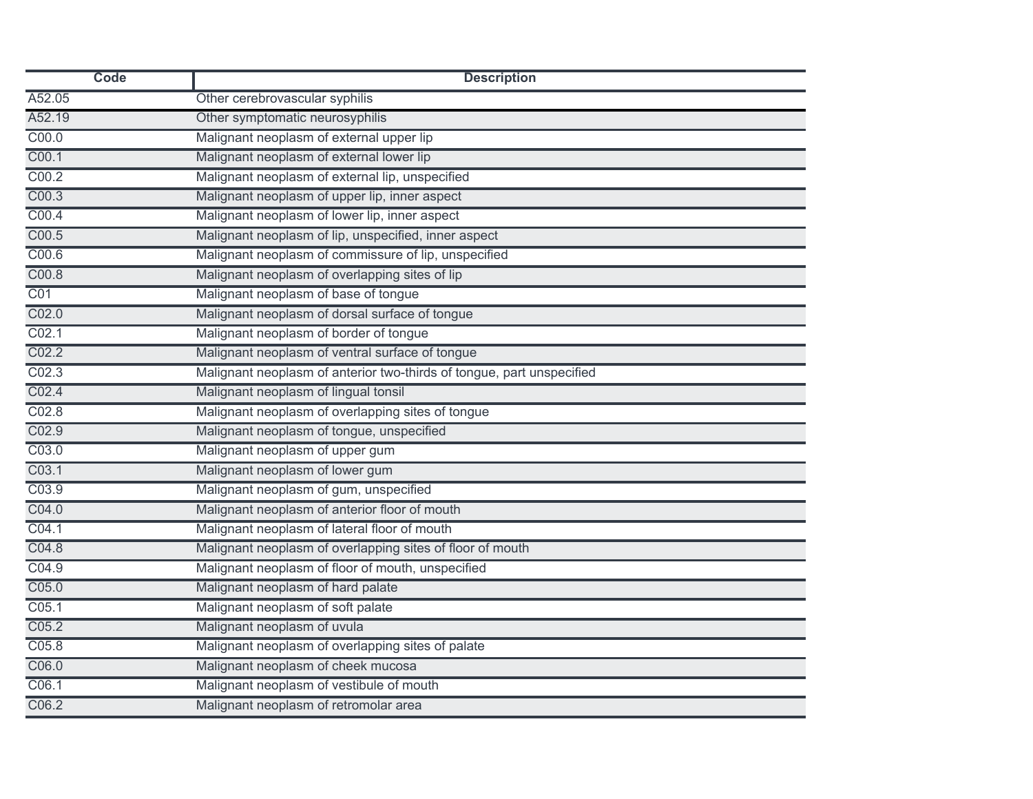| Code | Description |
| --- | --- |
| A52.05 | Other cerebrovascular syphilis |
| A52.19 | Other symptomatic neurosyphilis |
| C00.0 | Malignant neoplasm of external upper lip |
| C00.1 | Malignant neoplasm of external lower lip |
| C00.2 | Malignant neoplasm of external lip, unspecified |
| C00.3 | Malignant neoplasm of upper lip, inner aspect |
| C00.4 | Malignant neoplasm of lower lip, inner aspect |
| C00.5 | Malignant neoplasm of lip, unspecified, inner aspect |
| C00.6 | Malignant neoplasm of commissure of lip, unspecified |
| C00.8 | Malignant neoplasm of overlapping sites of lip |
| C01 | Malignant neoplasm of base of tongue |
| C02.0 | Malignant neoplasm of dorsal surface of tongue |
| C02.1 | Malignant neoplasm of border of tongue |
| C02.2 | Malignant neoplasm of ventral surface of tongue |
| C02.3 | Malignant neoplasm of anterior two-thirds of tongue, part unspecified |
| C02.4 | Malignant neoplasm of lingual tonsil |
| C02.8 | Malignant neoplasm of overlapping sites of tongue |
| C02.9 | Malignant neoplasm of tongue, unspecified |
| C03.0 | Malignant neoplasm of upper gum |
| C03.1 | Malignant neoplasm of lower gum |
| C03.9 | Malignant neoplasm of gum, unspecified |
| C04.0 | Malignant neoplasm of anterior floor of mouth |
| C04.1 | Malignant neoplasm of lateral floor of mouth |
| C04.8 | Malignant neoplasm of overlapping sites of floor of mouth |
| C04.9 | Malignant neoplasm of floor of mouth, unspecified |
| C05.0 | Malignant neoplasm of hard palate |
| C05.1 | Malignant neoplasm of soft palate |
| C05.2 | Malignant neoplasm of uvula |
| C05.8 | Malignant neoplasm of overlapping sites of palate |
| C06.0 | Malignant neoplasm of cheek mucosa |
| C06.1 | Malignant neoplasm of vestibule of mouth |
| C06.2 | Malignant neoplasm of retromolar area |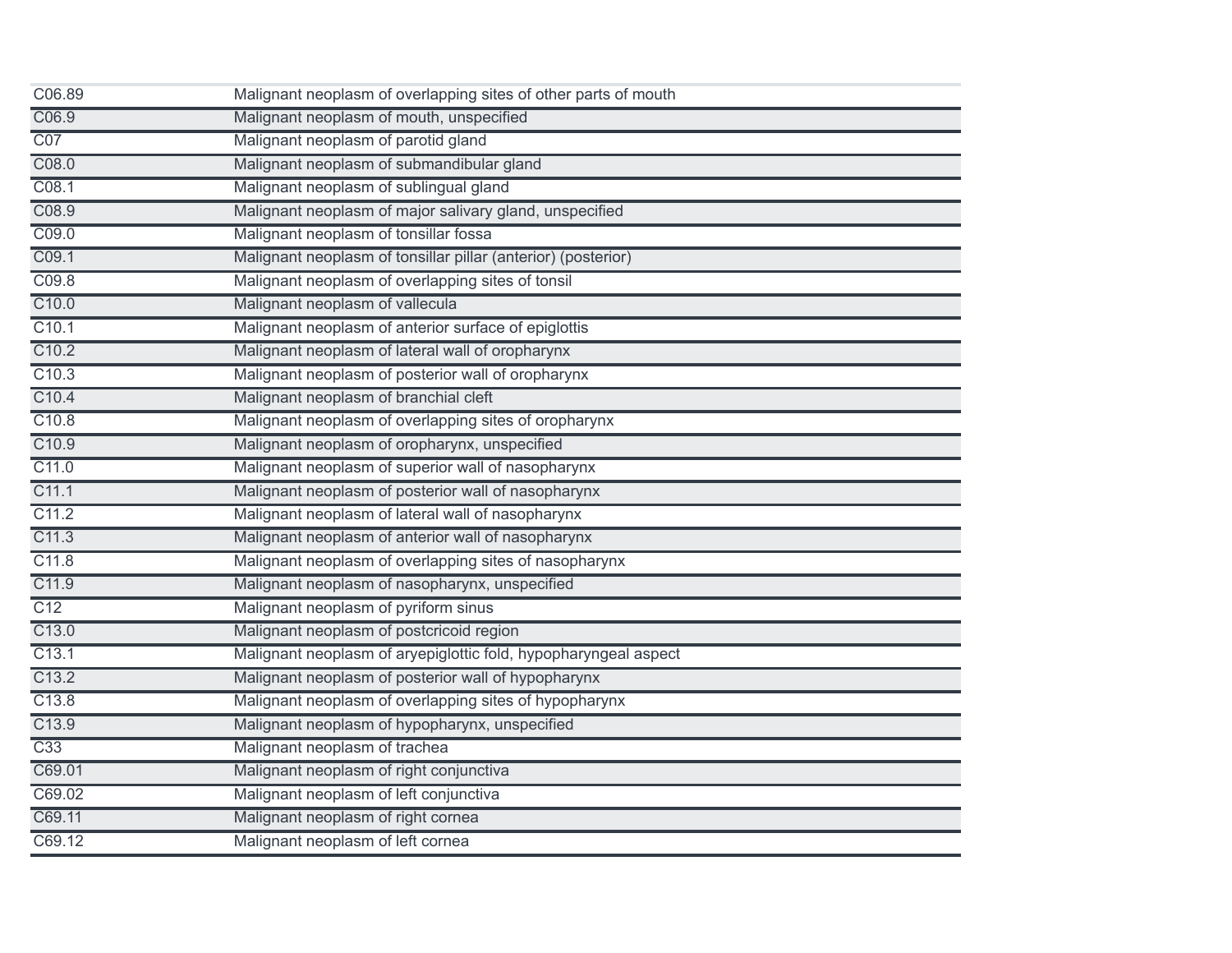| | |
|---|---|
| C06.89 | Malignant neoplasm of overlapping sites of other parts of mouth |
| C06.9 | Malignant neoplasm of mouth, unspecified |
| C07 | Malignant neoplasm of parotid gland |
| C08.0 | Malignant neoplasm of submandibular gland |
| C08.1 | Malignant neoplasm of sublingual gland |
| C08.9 | Malignant neoplasm of major salivary gland, unspecified |
| C09.0 | Malignant neoplasm of tonsillar fossa |
| C09.1 | Malignant neoplasm of tonsillar pillar (anterior) (posterior) |
| C09.8 | Malignant neoplasm of overlapping sites of tonsil |
| C10.0 | Malignant neoplasm of vallecula |
| C10.1 | Malignant neoplasm of anterior surface of epiglottis |
| C10.2 | Malignant neoplasm of lateral wall of oropharynx |
| C10.3 | Malignant neoplasm of posterior wall of oropharynx |
| C10.4 | Malignant neoplasm of branchial cleft |
| C10.8 | Malignant neoplasm of overlapping sites of oropharynx |
| C10.9 | Malignant neoplasm of oropharynx, unspecified |
| C11.0 | Malignant neoplasm of superior wall of nasopharynx |
| C11.1 | Malignant neoplasm of posterior wall of nasopharynx |
| C11.2 | Malignant neoplasm of lateral wall of nasopharynx |
| C11.3 | Malignant neoplasm of anterior wall of nasopharynx |
| C11.8 | Malignant neoplasm of overlapping sites of nasopharynx |
| C11.9 | Malignant neoplasm of nasopharynx, unspecified |
| C12 | Malignant neoplasm of pyriform sinus |
| C13.0 | Malignant neoplasm of postcricoid region |
| C13.1 | Malignant neoplasm of aryepiglottic fold, hypopharyngeal aspect |
| C13.2 | Malignant neoplasm of posterior wall of hypopharynx |
| C13.8 | Malignant neoplasm of overlapping sites of hypopharynx |
| C13.9 | Malignant neoplasm of hypopharynx, unspecified |
| C33 | Malignant neoplasm of trachea |
| C69.01 | Malignant neoplasm of right conjunctiva |
| C69.02 | Malignant neoplasm of left conjunctiva |
| C69.11 | Malignant neoplasm of right cornea |
| C69.12 | Malignant neoplasm of left cornea |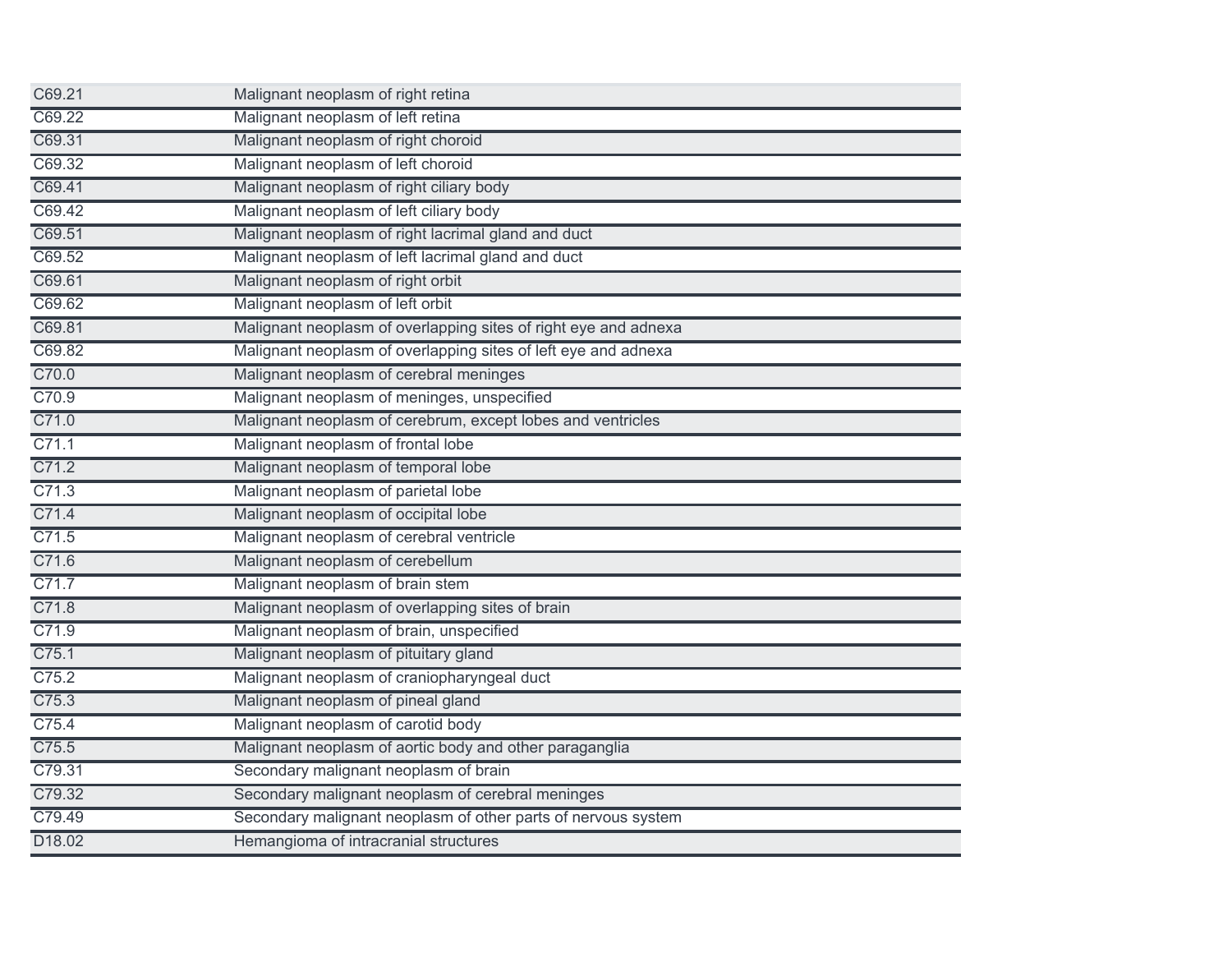| | |
|---|---|
| C69.21 | Malignant neoplasm of right retina |
| C69.22 | Malignant neoplasm of left retina |
| C69.31 | Malignant neoplasm of right choroid |
| C69.32 | Malignant neoplasm of left choroid |
| C69.41 | Malignant neoplasm of right ciliary body |
| C69.42 | Malignant neoplasm of left ciliary body |
| C69.51 | Malignant neoplasm of right lacrimal gland and duct |
| C69.52 | Malignant neoplasm of left lacrimal gland and duct |
| C69.61 | Malignant neoplasm of right orbit |
| C69.62 | Malignant neoplasm of left orbit |
| C69.81 | Malignant neoplasm of overlapping sites of right eye and adnexa |
| C69.82 | Malignant neoplasm of overlapping sites of left eye and adnexa |
| C70.0 | Malignant neoplasm of cerebral meninges |
| C70.9 | Malignant neoplasm of meninges, unspecified |
| C71.0 | Malignant neoplasm of cerebrum, except lobes and ventricles |
| C71.1 | Malignant neoplasm of frontal lobe |
| C71.2 | Malignant neoplasm of temporal lobe |
| C71.3 | Malignant neoplasm of parietal lobe |
| C71.4 | Malignant neoplasm of occipital lobe |
| C71.5 | Malignant neoplasm of cerebral ventricle |
| C71.6 | Malignant neoplasm of cerebellum |
| C71.7 | Malignant neoplasm of brain stem |
| C71.8 | Malignant neoplasm of overlapping sites of brain |
| C71.9 | Malignant neoplasm of brain, unspecified |
| C75.1 | Malignant neoplasm of pituitary gland |
| C75.2 | Malignant neoplasm of craniopharyngeal duct |
| C75.3 | Malignant neoplasm of pineal gland |
| C75.4 | Malignant neoplasm of carotid body |
| C75.5 | Malignant neoplasm of aortic body and other paraganglia |
| C79.31 | Secondary malignant neoplasm of brain |
| C79.32 | Secondary malignant neoplasm of cerebral meninges |
| C79.49 | Secondary malignant neoplasm of other parts of nervous system |
| D18.02 | Hemangioma of intracranial structures |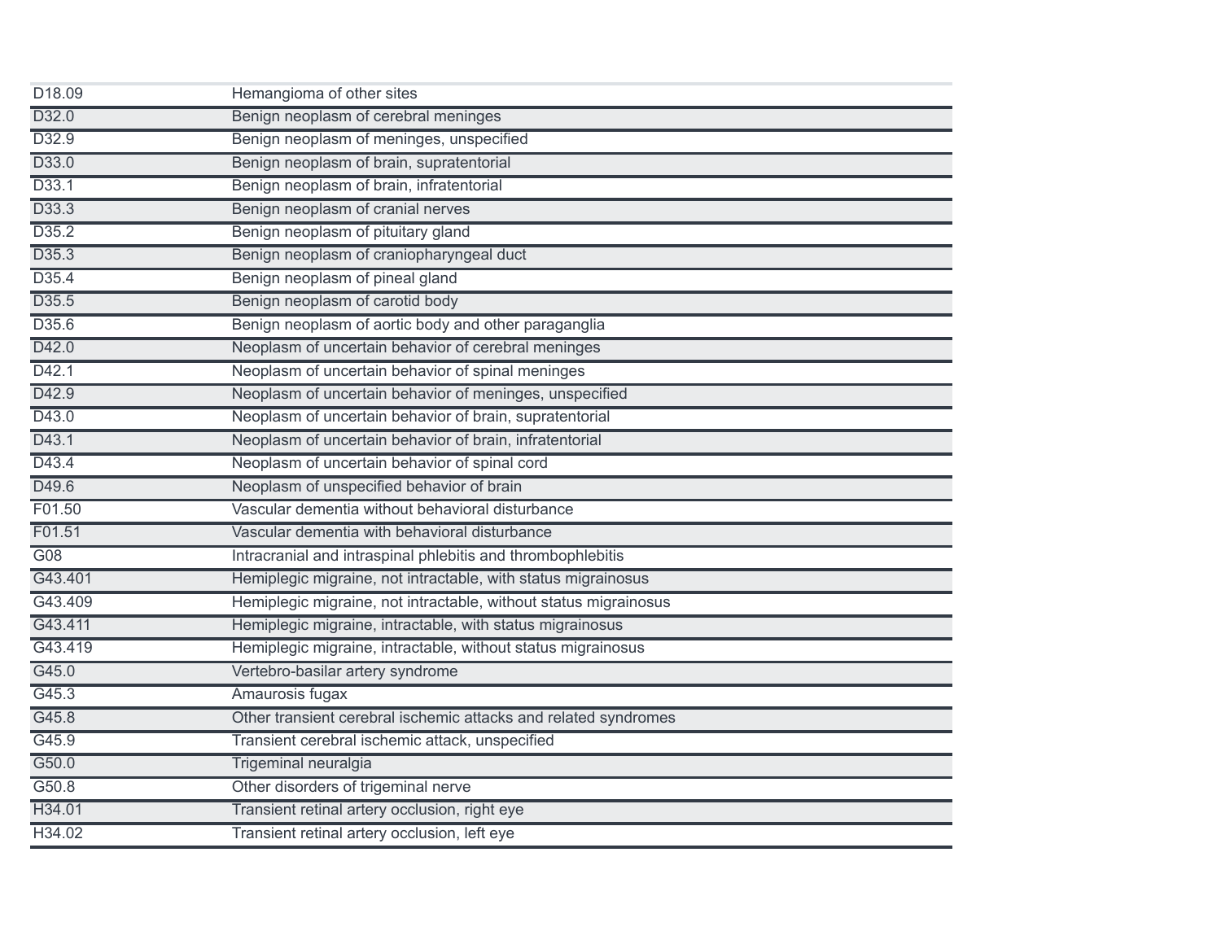| | |
|---|---|
| D18.09 | Hemangioma of other sites |
| D32.0 | Benign neoplasm of cerebral meninges |
| D32.9 | Benign neoplasm of meninges, unspecified |
| D33.0 | Benign neoplasm of brain, supratentorial |
| D33.1 | Benign neoplasm of brain, infratentorial |
| D33.3 | Benign neoplasm of cranial nerves |
| D35.2 | Benign neoplasm of pituitary gland |
| D35.3 | Benign neoplasm of craniopharyngeal duct |
| D35.4 | Benign neoplasm of pineal gland |
| D35.5 | Benign neoplasm of carotid body |
| D35.6 | Benign neoplasm of aortic body and other paraganglia |
| D42.0 | Neoplasm of uncertain behavior of cerebral meninges |
| D42.1 | Neoplasm of uncertain behavior of spinal meninges |
| D42.9 | Neoplasm of uncertain behavior of meninges, unspecified |
| D43.0 | Neoplasm of uncertain behavior of brain, supratentorial |
| D43.1 | Neoplasm of uncertain behavior of brain, infratentorial |
| D43.4 | Neoplasm of uncertain behavior of spinal cord |
| D49.6 | Neoplasm of unspecified behavior of brain |
| F01.50 | Vascular dementia without behavioral disturbance |
| F01.51 | Vascular dementia with behavioral disturbance |
| G08 | Intracranial and intraspinal phlebitis and thrombophlebitis |
| G43.401 | Hemiplegic migraine, not intractable, with status migrainosus |
| G43.409 | Hemiplegic migraine, not intractable, without status migrainosus |
| G43.411 | Hemiplegic migraine, intractable, with status migrainosus |
| G43.419 | Hemiplegic migraine, intractable, without status migrainosus |
| G45.0 | Vertebro-basilar artery syndrome |
| G45.3 | Amaurosis fugax |
| G45.8 | Other transient cerebral ischemic attacks and related syndromes |
| G45.9 | Transient cerebral ischemic attack, unspecified |
| G50.0 | Trigeminal neuralgia |
| G50.8 | Other disorders of trigeminal nerve |
| H34.01 | Transient retinal artery occlusion, right eye |
| H34.02 | Transient retinal artery occlusion, left eye |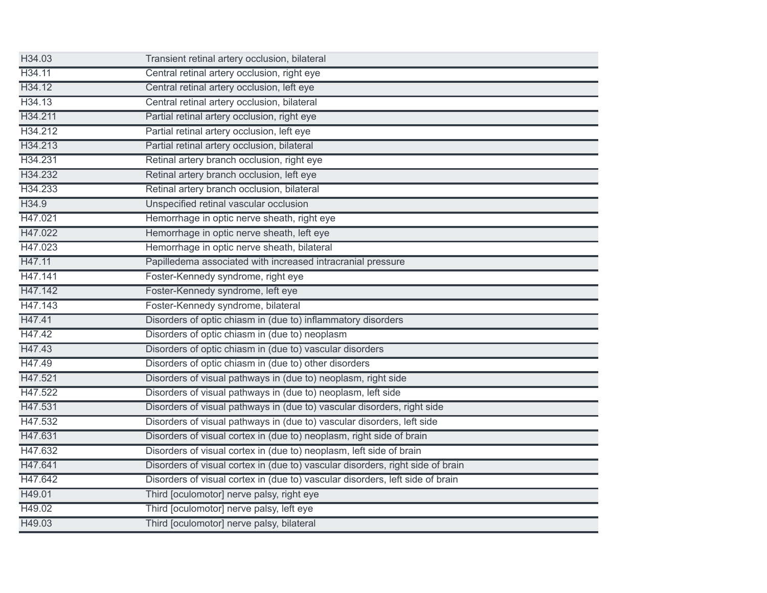| | |
|---|---|
| H34.03 | Transient retinal artery occlusion, bilateral |
| H34.11 | Central retinal artery occlusion, right eye |
| H34.12 | Central retinal artery occlusion, left eye |
| H34.13 | Central retinal artery occlusion, bilateral |
| H34.211 | Partial retinal artery occlusion, right eye |
| H34.212 | Partial retinal artery occlusion, left eye |
| H34.213 | Partial retinal artery occlusion, bilateral |
| H34.231 | Retinal artery branch occlusion, right eye |
| H34.232 | Retinal artery branch occlusion, left eye |
| H34.233 | Retinal artery branch occlusion, bilateral |
| H34.9 | Unspecified retinal vascular occlusion |
| H47.021 | Hemorrhage in optic nerve sheath, right eye |
| H47.022 | Hemorrhage in optic nerve sheath, left eye |
| H47.023 | Hemorrhage in optic nerve sheath, bilateral |
| H47.11 | Papilledema associated with increased intracranial pressure |
| H47.141 | Foster-Kennedy syndrome, right eye |
| H47.142 | Foster-Kennedy syndrome, left eye |
| H47.143 | Foster-Kennedy syndrome, bilateral |
| H47.41 | Disorders of optic chiasm in (due to) inflammatory disorders |
| H47.42 | Disorders of optic chiasm in (due to) neoplasm |
| H47.43 | Disorders of optic chiasm in (due to) vascular disorders |
| H47.49 | Disorders of optic chiasm in (due to) other disorders |
| H47.521 | Disorders of visual pathways in (due to) neoplasm, right side |
| H47.522 | Disorders of visual pathways in (due to) neoplasm, left side |
| H47.531 | Disorders of visual pathways in (due to) vascular disorders, right side |
| H47.532 | Disorders of visual pathways in (due to) vascular disorders, left side |
| H47.631 | Disorders of visual cortex in (due to) neoplasm, right side of brain |
| H47.632 | Disorders of visual cortex in (due to) neoplasm, left side of brain |
| H47.641 | Disorders of visual cortex in (due to) vascular disorders, right side of brain |
| H47.642 | Disorders of visual cortex in (due to) vascular disorders, left side of brain |
| H49.01 | Third [oculomotor] nerve palsy, right eye |
| H49.02 | Third [oculomotor] nerve palsy, left eye |
| H49.03 | Third [oculomotor] nerve palsy, bilateral |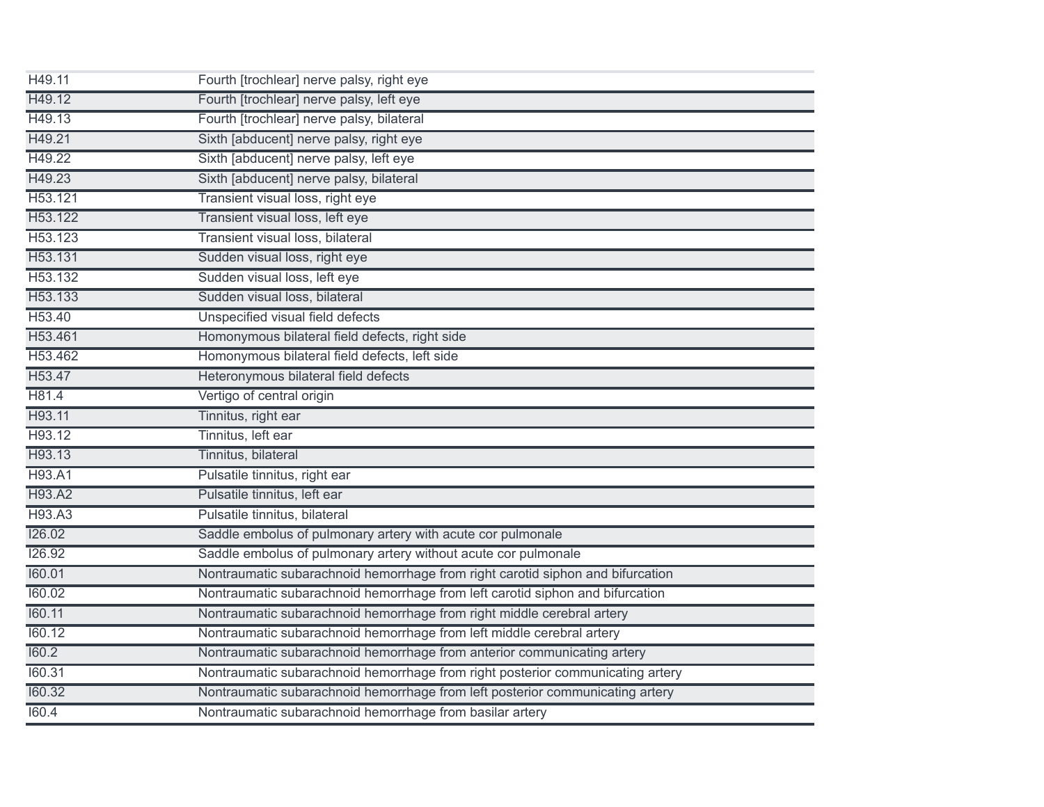| | |
|---|---|
| H49.11 | Fourth [trochlear] nerve palsy, right eye |
| H49.12 | Fourth [trochlear] nerve palsy, left eye |
| H49.13 | Fourth [trochlear] nerve palsy, bilateral |
| H49.21 | Sixth [abducent] nerve palsy, right eye |
| H49.22 | Sixth [abducent] nerve palsy, left eye |
| H49.23 | Sixth [abducent] nerve palsy, bilateral |
| H53.121 | Transient visual loss, right eye |
| H53.122 | Transient visual loss, left eye |
| H53.123 | Transient visual loss, bilateral |
| H53.131 | Sudden visual loss, right eye |
| H53.132 | Sudden visual loss, left eye |
| H53.133 | Sudden visual loss, bilateral |
| H53.40 | Unspecified visual field defects |
| H53.461 | Homonymous bilateral field defects, right side |
| H53.462 | Homonymous bilateral field defects, left side |
| H53.47 | Heteronymous bilateral field defects |
| H81.4 | Vertigo of central origin |
| H93.11 | Tinnitus, right ear |
| H93.12 | Tinnitus, left ear |
| H93.13 | Tinnitus, bilateral |
| H93.A1 | Pulsatile tinnitus, right ear |
| H93.A2 | Pulsatile tinnitus, left ear |
| H93.A3 | Pulsatile tinnitus, bilateral |
| I26.02 | Saddle embolus of pulmonary artery with acute cor pulmonale |
| I26.92 | Saddle embolus of pulmonary artery without acute cor pulmonale |
| I60.01 | Nontraumatic subarachnoid hemorrhage from right carotid siphon and bifurcation |
| I60.02 | Nontraumatic subarachnoid hemorrhage from left carotid siphon and bifurcation |
| I60.11 | Nontraumatic subarachnoid hemorrhage from right middle cerebral artery |
| I60.12 | Nontraumatic subarachnoid hemorrhage from left middle cerebral artery |
| I60.2 | Nontraumatic subarachnoid hemorrhage from anterior communicating artery |
| I60.31 | Nontraumatic subarachnoid hemorrhage from right posterior communicating artery |
| I60.32 | Nontraumatic subarachnoid hemorrhage from left posterior communicating artery |
| I60.4 | Nontraumatic subarachnoid hemorrhage from basilar artery |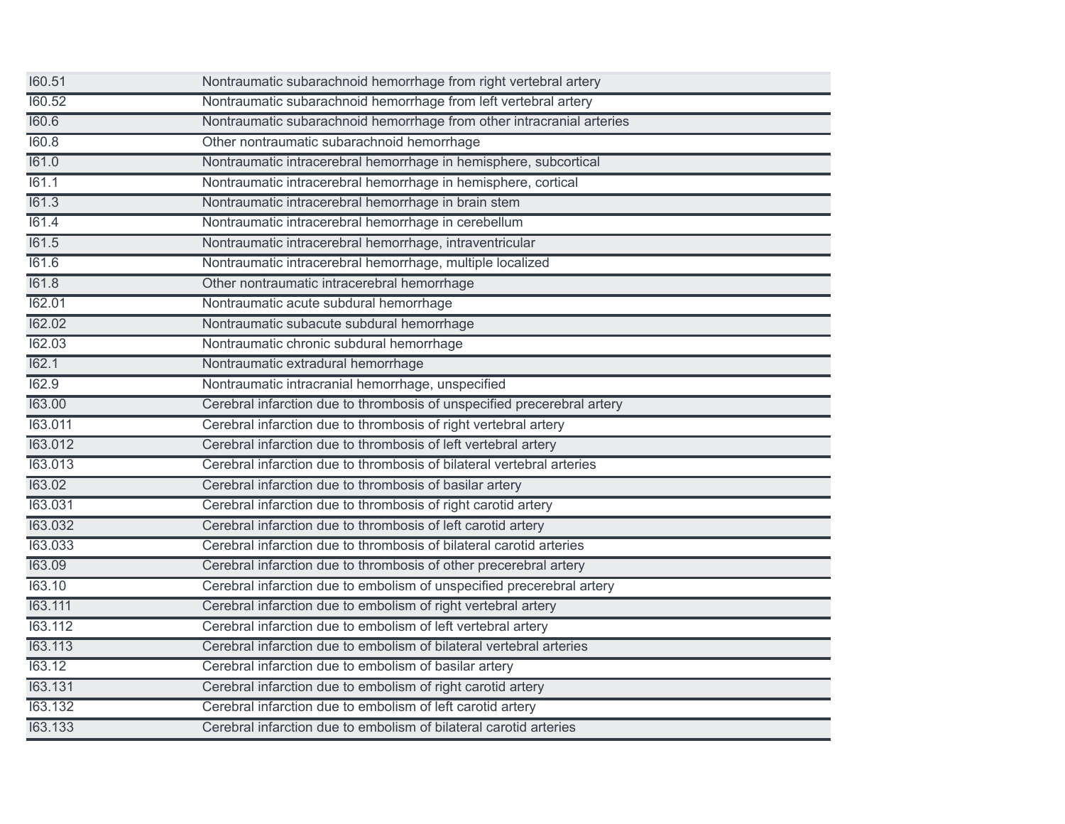| | |
|---|---|
| I60.51 | Nontraumatic subarachnoid hemorrhage from right vertebral artery |
| I60.52 | Nontraumatic subarachnoid hemorrhage from left vertebral artery |
| I60.6 | Nontraumatic subarachnoid hemorrhage from other intracranial arteries |
| I60.8 | Other nontraumatic subarachnoid hemorrhage |
| I61.0 | Nontraumatic intracerebral hemorrhage in hemisphere, subcortical |
| I61.1 | Nontraumatic intracerebral hemorrhage in hemisphere, cortical |
| I61.3 | Nontraumatic intracerebral hemorrhage in brain stem |
| I61.4 | Nontraumatic intracerebral hemorrhage in cerebellum |
| I61.5 | Nontraumatic intracerebral hemorrhage, intraventricular |
| I61.6 | Nontraumatic intracerebral hemorrhage, multiple localized |
| I61.8 | Other nontraumatic intracerebral hemorrhage |
| I62.01 | Nontraumatic acute subdural hemorrhage |
| I62.02 | Nontraumatic subacute subdural hemorrhage |
| I62.03 | Nontraumatic chronic subdural hemorrhage |
| I62.1 | Nontraumatic extradural hemorrhage |
| I62.9 | Nontraumatic intracranial hemorrhage, unspecified |
| I63.00 | Cerebral infarction due to thrombosis of unspecified precerebral artery |
| I63.011 | Cerebral infarction due to thrombosis of right vertebral artery |
| I63.012 | Cerebral infarction due to thrombosis of left vertebral artery |
| I63.013 | Cerebral infarction due to thrombosis of bilateral vertebral arteries |
| I63.02 | Cerebral infarction due to thrombosis of basilar artery |
| I63.031 | Cerebral infarction due to thrombosis of right carotid artery |
| I63.032 | Cerebral infarction due to thrombosis of left carotid artery |
| I63.033 | Cerebral infarction due to thrombosis of bilateral carotid arteries |
| I63.09 | Cerebral infarction due to thrombosis of other precerebral artery |
| I63.10 | Cerebral infarction due to embolism of unspecified precerebral artery |
| I63.111 | Cerebral infarction due to embolism of right vertebral artery |
| I63.112 | Cerebral infarction due to embolism of left vertebral artery |
| I63.113 | Cerebral infarction due to embolism of bilateral vertebral arteries |
| I63.12 | Cerebral infarction due to embolism of basilar artery |
| I63.131 | Cerebral infarction due to embolism of right carotid artery |
| I63.132 | Cerebral infarction due to embolism of left carotid artery |
| I63.133 | Cerebral infarction due to embolism of bilateral carotid arteries |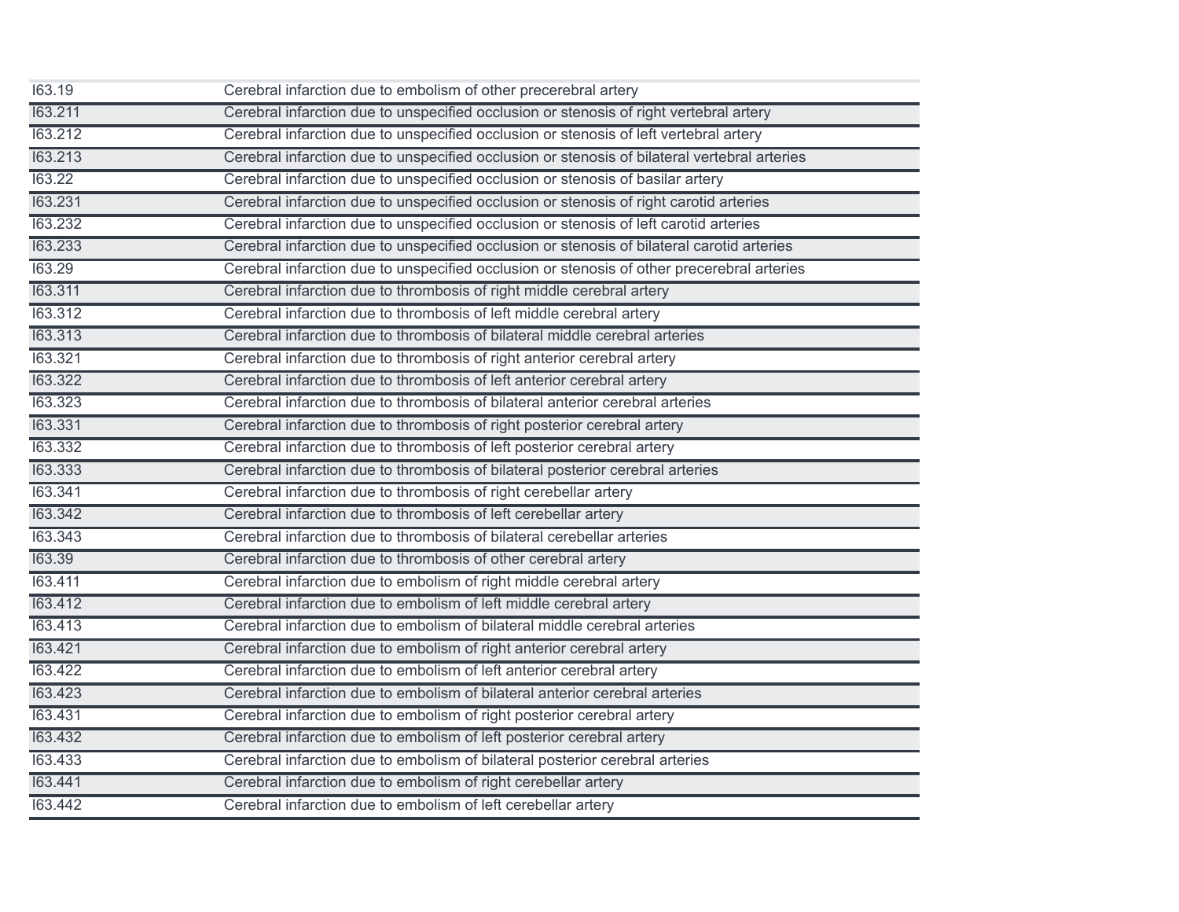| | |
|---|---|
| I63.19 | Cerebral infarction due to embolism of other precerebral artery |
| I63.211 | Cerebral infarction due to unspecified occlusion or stenosis of right vertebral artery |
| I63.212 | Cerebral infarction due to unspecified occlusion or stenosis of left vertebral artery |
| I63.213 | Cerebral infarction due to unspecified occlusion or stenosis of bilateral vertebral arteries |
| I63.22 | Cerebral infarction due to unspecified occlusion or stenosis of basilar artery |
| I63.231 | Cerebral infarction due to unspecified occlusion or stenosis of right carotid arteries |
| I63.232 | Cerebral infarction due to unspecified occlusion or stenosis of left carotid arteries |
| I63.233 | Cerebral infarction due to unspecified occlusion or stenosis of bilateral carotid arteries |
| I63.29 | Cerebral infarction due to unspecified occlusion or stenosis of other precerebral arteries |
| I63.311 | Cerebral infarction due to thrombosis of right middle cerebral artery |
| I63.312 | Cerebral infarction due to thrombosis of left middle cerebral artery |
| I63.313 | Cerebral infarction due to thrombosis of bilateral middle cerebral arteries |
| I63.321 | Cerebral infarction due to thrombosis of right anterior cerebral artery |
| I63.322 | Cerebral infarction due to thrombosis of left anterior cerebral artery |
| I63.323 | Cerebral infarction due to thrombosis of bilateral anterior cerebral arteries |
| I63.331 | Cerebral infarction due to thrombosis of right posterior cerebral artery |
| I63.332 | Cerebral infarction due to thrombosis of left posterior cerebral artery |
| I63.333 | Cerebral infarction due to thrombosis of bilateral posterior cerebral arteries |
| I63.341 | Cerebral infarction due to thrombosis of right cerebellar artery |
| I63.342 | Cerebral infarction due to thrombosis of left cerebellar artery |
| I63.343 | Cerebral infarction due to thrombosis of bilateral cerebellar arteries |
| I63.39 | Cerebral infarction due to thrombosis of other cerebral artery |
| I63.411 | Cerebral infarction due to embolism of right middle cerebral artery |
| I63.412 | Cerebral infarction due to embolism of left middle cerebral artery |
| I63.413 | Cerebral infarction due to embolism of bilateral middle cerebral arteries |
| I63.421 | Cerebral infarction due to embolism of right anterior cerebral artery |
| I63.422 | Cerebral infarction due to embolism of left anterior cerebral artery |
| I63.423 | Cerebral infarction due to embolism of bilateral anterior cerebral arteries |
| I63.431 | Cerebral infarction due to embolism of right posterior cerebral artery |
| I63.432 | Cerebral infarction due to embolism of left posterior cerebral artery |
| I63.433 | Cerebral infarction due to embolism of bilateral posterior cerebral arteries |
| I63.441 | Cerebral infarction due to embolism of right cerebellar artery |
| I63.442 | Cerebral infarction due to embolism of left cerebellar artery |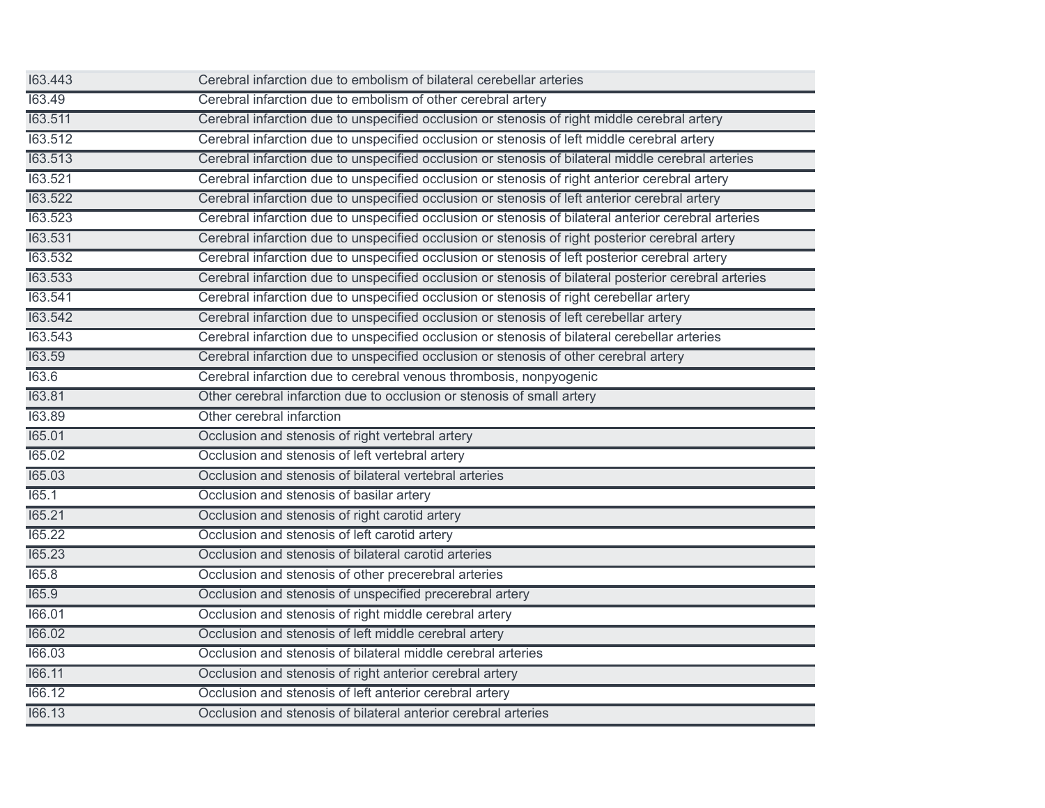| | |
|---|---|
| I63.443 | Cerebral infarction due to embolism of bilateral cerebellar arteries |
| I63.49 | Cerebral infarction due to embolism of other cerebral artery |
| I63.511 | Cerebral infarction due to unspecified occlusion or stenosis of right middle cerebral artery |
| I63.512 | Cerebral infarction due to unspecified occlusion or stenosis of left middle cerebral artery |
| I63.513 | Cerebral infarction due to unspecified occlusion or stenosis of bilateral middle cerebral arteries |
| I63.521 | Cerebral infarction due to unspecified occlusion or stenosis of right anterior cerebral artery |
| I63.522 | Cerebral infarction due to unspecified occlusion or stenosis of left anterior cerebral artery |
| I63.523 | Cerebral infarction due to unspecified occlusion or stenosis of bilateral anterior cerebral arteries |
| I63.531 | Cerebral infarction due to unspecified occlusion or stenosis of right posterior cerebral artery |
| I63.532 | Cerebral infarction due to unspecified occlusion or stenosis of left posterior cerebral artery |
| I63.533 | Cerebral infarction due to unspecified occlusion or stenosis of bilateral posterior cerebral arteries |
| I63.541 | Cerebral infarction due to unspecified occlusion or stenosis of right cerebellar artery |
| I63.542 | Cerebral infarction due to unspecified occlusion or stenosis of left cerebellar artery |
| I63.543 | Cerebral infarction due to unspecified occlusion or stenosis of bilateral cerebellar arteries |
| I63.59 | Cerebral infarction due to unspecified occlusion or stenosis of other cerebral artery |
| I63.6 | Cerebral infarction due to cerebral venous thrombosis, nonpyogenic |
| I63.81 | Other cerebral infarction due to occlusion or stenosis of small artery |
| I63.89 | Other cerebral infarction |
| I65.01 | Occlusion and stenosis of right vertebral artery |
| I65.02 | Occlusion and stenosis of left vertebral artery |
| I65.03 | Occlusion and stenosis of bilateral vertebral arteries |
| I65.1 | Occlusion and stenosis of basilar artery |
| I65.21 | Occlusion and stenosis of right carotid artery |
| I65.22 | Occlusion and stenosis of left carotid artery |
| I65.23 | Occlusion and stenosis of bilateral carotid arteries |
| I65.8 | Occlusion and stenosis of other precerebral arteries |
| I65.9 | Occlusion and stenosis of unspecified precerebral artery |
| I66.01 | Occlusion and stenosis of right middle cerebral artery |
| I66.02 | Occlusion and stenosis of left middle cerebral artery |
| I66.03 | Occlusion and stenosis of bilateral middle cerebral arteries |
| I66.11 | Occlusion and stenosis of right anterior cerebral artery |
| I66.12 | Occlusion and stenosis of left anterior cerebral artery |
| I66.13 | Occlusion and stenosis of bilateral anterior cerebral arteries |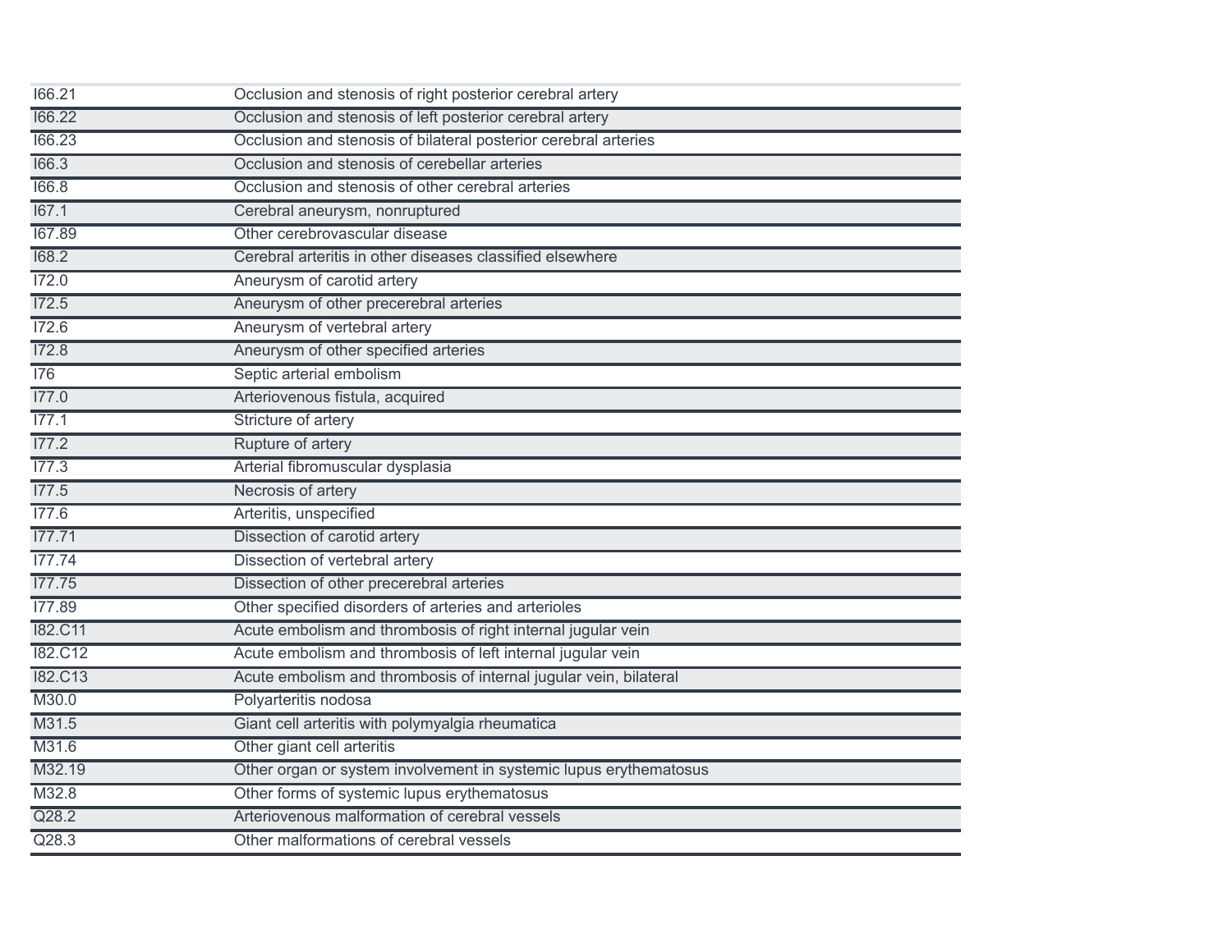| | |
|---|---|
| I66.21 | Occlusion and stenosis of right posterior cerebral artery |
| I66.22 | Occlusion and stenosis of left posterior cerebral artery |
| I66.23 | Occlusion and stenosis of bilateral posterior cerebral arteries |
| I66.3 | Occlusion and stenosis of cerebellar arteries |
| I66.8 | Occlusion and stenosis of other cerebral arteries |
| I67.1 | Cerebral aneurysm, nonruptured |
| I67.89 | Other cerebrovascular disease |
| I68.2 | Cerebral arteritis in other diseases classified elsewhere |
| I72.0 | Aneurysm of carotid artery |
| I72.5 | Aneurysm of other precerebral arteries |
| I72.6 | Aneurysm of vertebral artery |
| I72.8 | Aneurysm of other specified arteries |
| I76 | Septic arterial embolism |
| I77.0 | Arteriovenous fistula, acquired |
| I77.1 | Stricture of artery |
| I77.2 | Rupture of artery |
| I77.3 | Arterial fibromuscular dysplasia |
| I77.5 | Necrosis of artery |
| I77.6 | Arteritis, unspecified |
| I77.71 | Dissection of carotid artery |
| I77.74 | Dissection of vertebral artery |
| I77.75 | Dissection of other precerebral arteries |
| I77.89 | Other specified disorders of arteries and arterioles |
| I82.C11 | Acute embolism and thrombosis of right internal jugular vein |
| I82.C12 | Acute embolism and thrombosis of left internal jugular vein |
| I82.C13 | Acute embolism and thrombosis of internal jugular vein, bilateral |
| M30.0 | Polyarteritis nodosa |
| M31.5 | Giant cell arteritis with polymyalgia rheumatica |
| M31.6 | Other giant cell arteritis |
| M32.19 | Other organ or system involvement in systemic lupus erythematosus |
| M32.8 | Other forms of systemic lupus erythematosus |
| Q28.2 | Arteriovenous malformation of cerebral vessels |
| Q28.3 | Other malformations of cerebral vessels |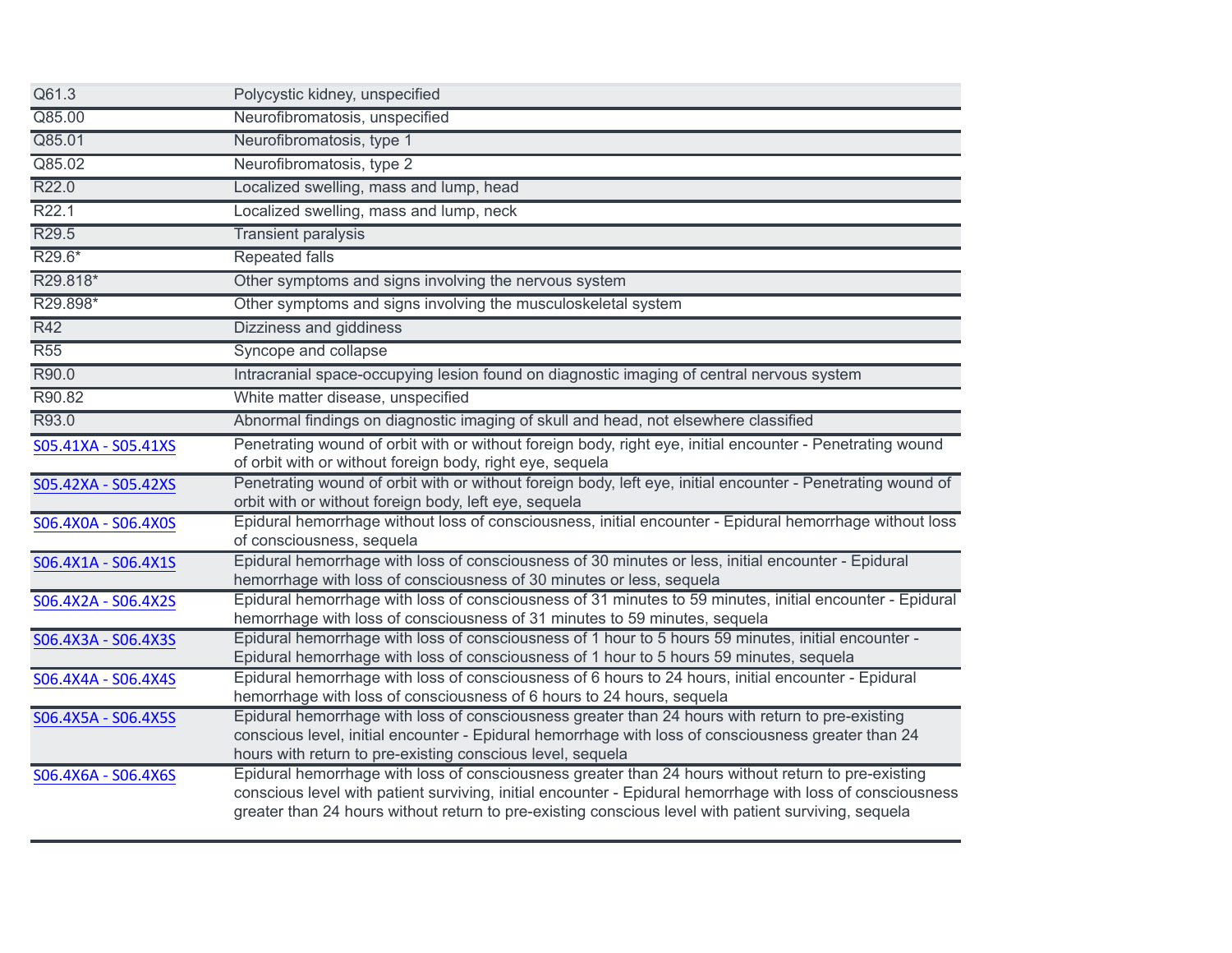| | |
|---|---|
| Q61.3 | Polycystic kidney, unspecified |
| Q85.00 | Neurofibromatosis, unspecified |
| Q85.01 | Neurofibromatosis, type 1 |
| Q85.02 | Neurofibromatosis, type 2 |
| R22.0 | Localized swelling, mass and lump, head |
| R22.1 | Localized swelling, mass and lump, neck |
| R29.5 | Transient paralysis |
| R29.6* | Repeated falls |
| R29.818* | Other symptoms and signs involving the nervous system |
| R29.898* | Other symptoms and signs involving the musculoskeletal system |
| R42 | Dizziness and giddiness |
| R55 | Syncope and collapse |
| R90.0 | Intracranial space-occupying lesion found on diagnostic imaging of central nervous system |
| R90.82 | White matter disease, unspecified |
| R93.0 | Abnormal findings on diagnostic imaging of skull and head, not elsewhere classified |
| S05.41XA - S05.41XS | Penetrating wound of orbit with or without foreign body, right eye, initial encounter - Penetrating wound of orbit with or without foreign body, right eye, sequela |
| S05.42XA - S05.42XS | Penetrating wound of orbit with or without foreign body, left eye, initial encounter - Penetrating wound of orbit with or without foreign body, left eye, sequela |
| S06.4X0A - S06.4X0S | Epidural hemorrhage without loss of consciousness, initial encounter - Epidural hemorrhage without loss of consciousness, sequela |
| S06.4X1A - S06.4X1S | Epidural hemorrhage with loss of consciousness of 30 minutes or less, initial encounter - Epidural hemorrhage with loss of consciousness of 30 minutes or less, sequela |
| S06.4X2A - S06.4X2S | Epidural hemorrhage with loss of consciousness of 31 minutes to 59 minutes, initial encounter - Epidural hemorrhage with loss of consciousness of 31 minutes to 59 minutes, sequela |
| S06.4X3A - S06.4X3S | Epidural hemorrhage with loss of consciousness of 1 hour to 5 hours 59 minutes, initial encounter - Epidural hemorrhage with loss of consciousness of 1 hour to 5 hours 59 minutes, sequela |
| S06.4X4A - S06.4X4S | Epidural hemorrhage with loss of consciousness of 6 hours to 24 hours, initial encounter - Epidural hemorrhage with loss of consciousness of 6 hours to 24 hours, sequela |
| S06.4X5A - S06.4X5S | Epidural hemorrhage with loss of consciousness greater than 24 hours with return to pre-existing conscious level, initial encounter - Epidural hemorrhage with loss of consciousness greater than 24 hours with return to pre-existing conscious level, sequela |
| S06.4X6A - S06.4X6S | Epidural hemorrhage with loss of consciousness greater than 24 hours without return to pre-existing conscious level with patient surviving, initial encounter - Epidural hemorrhage with loss of consciousness greater than 24 hours without return to pre-existing conscious level with patient surviving, sequela |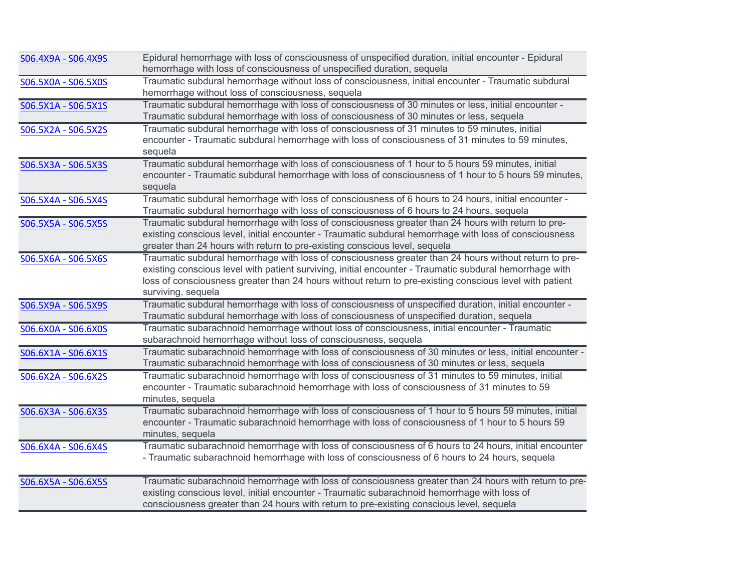| | |
|---|---|
| S06.4X9A - S06.4X9S | Epidural hemorrhage with loss of consciousness of unspecified duration, initial encounter - Epidural hemorrhage with loss of consciousness of unspecified duration, sequela |
| S06.5X0A - S06.5X0S | Traumatic subdural hemorrhage without loss of consciousness, initial encounter - Traumatic subdural hemorrhage without loss of consciousness, sequela |
| S06.5X1A - S06.5X1S | Traumatic subdural hemorrhage with loss of consciousness of 30 minutes or less, initial encounter - Traumatic subdural hemorrhage with loss of consciousness of 30 minutes or less, sequela |
| S06.5X2A - S06.5X2S | Traumatic subdural hemorrhage with loss of consciousness of 31 minutes to 59 minutes, initial encounter - Traumatic subdural hemorrhage with loss of consciousness of 31 minutes to 59 minutes, sequela |
| S06.5X3A - S06.5X3S | Traumatic subdural hemorrhage with loss of consciousness of 1 hour to 5 hours 59 minutes, initial encounter - Traumatic subdural hemorrhage with loss of consciousness of 1 hour to 5 hours 59 minutes, sequela |
| S06.5X4A - S06.5X4S | Traumatic subdural hemorrhage with loss of consciousness of 6 hours to 24 hours, initial encounter - Traumatic subdural hemorrhage with loss of consciousness of 6 hours to 24 hours, sequela |
| S06.5X5A - S06.5X5S | Traumatic subdural hemorrhage with loss of consciousness greater than 24 hours with return to pre-existing conscious level, initial encounter - Traumatic subdural hemorrhage with loss of consciousness greater than 24 hours with return to pre-existing conscious level, sequela |
| S06.5X6A - S06.5X6S | Traumatic subdural hemorrhage with loss of consciousness greater than 24 hours without return to pre-existing conscious level with patient surviving, initial encounter - Traumatic subdural hemorrhage with loss of consciousness greater than 24 hours without return to pre-existing conscious level with patient surviving, sequela |
| S06.5X9A - S06.5X9S | Traumatic subdural hemorrhage with loss of consciousness of unspecified duration, initial encounter - Traumatic subdural hemorrhage with loss of consciousness of unspecified duration, sequela |
| S06.6X0A - S06.6X0S | Traumatic subarachnoid hemorrhage without loss of consciousness, initial encounter - Traumatic subarachnoid hemorrhage without loss of consciousness, sequela |
| S06.6X1A - S06.6X1S | Traumatic subarachnoid hemorrhage with loss of consciousness of 30 minutes or less, initial encounter - Traumatic subarachnoid hemorrhage with loss of consciousness of 30 minutes or less, sequela |
| S06.6X2A - S06.6X2S | Traumatic subarachnoid hemorrhage with loss of consciousness of 31 minutes to 59 minutes, initial encounter - Traumatic subarachnoid hemorrhage with loss of consciousness of 31 minutes to 59 minutes, sequela |
| S06.6X3A - S06.6X3S | Traumatic subarachnoid hemorrhage with loss of consciousness of 1 hour to 5 hours 59 minutes, initial encounter - Traumatic subarachnoid hemorrhage with loss of consciousness of 1 hour to 5 hours 59 minutes, sequela |
| S06.6X4A - S06.6X4S | Traumatic subarachnoid hemorrhage with loss of consciousness of 6 hours to 24 hours, initial encounter - Traumatic subarachnoid hemorrhage with loss of consciousness of 6 hours to 24 hours, sequela |
| S06.6X5A - S06.6X5S | Traumatic subarachnoid hemorrhage with loss of consciousness greater than 24 hours with return to pre-existing conscious level, initial encounter - Traumatic subarachnoid hemorrhage with loss of consciousness greater than 24 hours with return to pre-existing conscious level, sequela |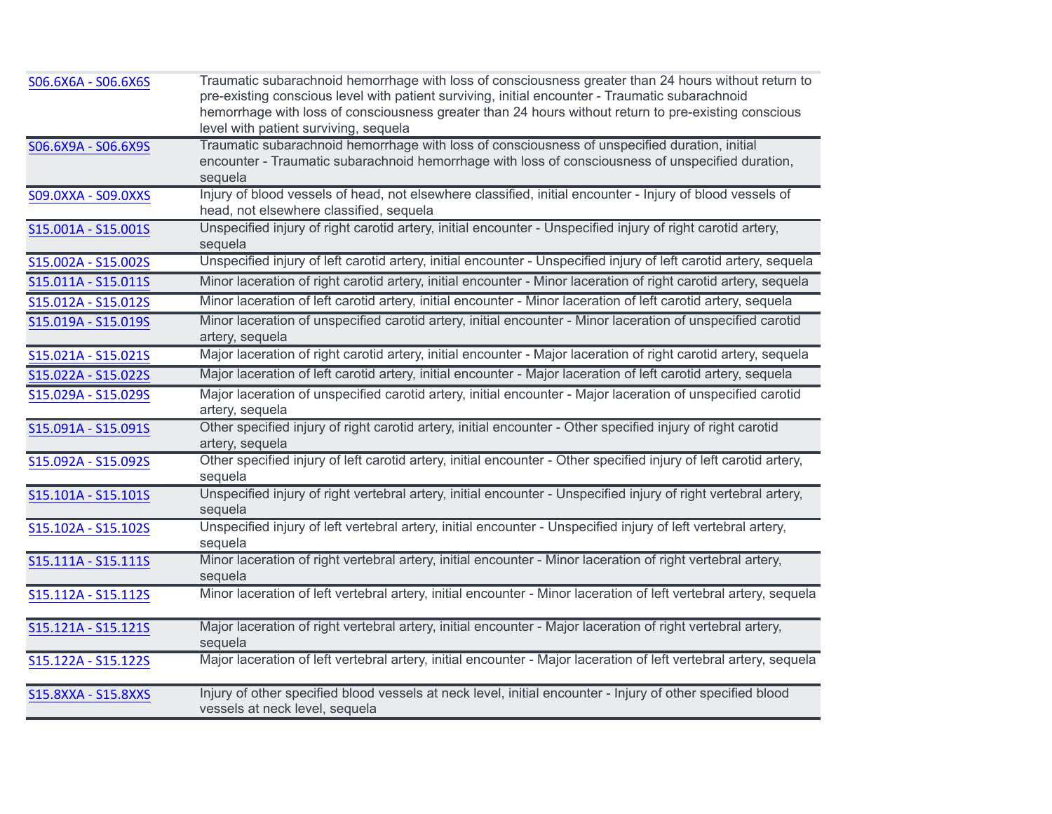| | |
|---|---|
| S06.6X6A - S06.6X6S | Traumatic subarachnoid hemorrhage with loss of consciousness greater than 24 hours without return to pre-existing conscious level with patient surviving, initial encounter - Traumatic subarachnoid hemorrhage with loss of consciousness greater than 24 hours without return to pre-existing conscious level with patient surviving, sequela |
| S06.6X9A - S06.6X9S | Traumatic subarachnoid hemorrhage with loss of consciousness of unspecified duration, initial encounter - Traumatic subarachnoid hemorrhage with loss of consciousness of unspecified duration, sequela |
| S09.0XXA - S09.0XXS | Injury of blood vessels of head, not elsewhere classified, initial encounter - Injury of blood vessels of head, not elsewhere classified, sequela |
| S15.001A - S15.001S | Unspecified injury of right carotid artery, initial encounter - Unspecified injury of right carotid artery, sequela |
| S15.002A - S15.002S | Unspecified injury of left carotid artery, initial encounter - Unspecified injury of left carotid artery, sequela |
| S15.011A - S15.011S | Minor laceration of right carotid artery, initial encounter - Minor laceration of right carotid artery, sequela |
| S15.012A - S15.012S | Minor laceration of left carotid artery, initial encounter - Minor laceration of left carotid artery, sequela |
| S15.019A - S15.019S | Minor laceration of unspecified carotid artery, initial encounter - Minor laceration of unspecified carotid artery, sequela |
| S15.021A - S15.021S | Major laceration of right carotid artery, initial encounter - Major laceration of right carotid artery, sequela |
| S15.022A - S15.022S | Major laceration of left carotid artery, initial encounter - Major laceration of left carotid artery, sequela |
| S15.029A - S15.029S | Major laceration of unspecified carotid artery, initial encounter - Major laceration of unspecified carotid artery, sequela |
| S15.091A - S15.091S | Other specified injury of right carotid artery, initial encounter - Other specified injury of right carotid artery, sequela |
| S15.092A - S15.092S | Other specified injury of left carotid artery, initial encounter - Other specified injury of left carotid artery, sequela |
| S15.101A - S15.101S | Unspecified injury of right vertebral artery, initial encounter - Unspecified injury of right vertebral artery, sequela |
| S15.102A - S15.102S | Unspecified injury of left vertebral artery, initial encounter - Unspecified injury of left vertebral artery, sequela |
| S15.111A - S15.111S | Minor laceration of right vertebral artery, initial encounter - Minor laceration of right vertebral artery, sequela |
| S15.112A - S15.112S | Minor laceration of left vertebral artery, initial encounter - Minor laceration of left vertebral artery, sequela |
| S15.121A - S15.121S | Major laceration of right vertebral artery, initial encounter - Major laceration of right vertebral artery, sequela |
| S15.122A - S15.122S | Major laceration of left vertebral artery, initial encounter - Major laceration of left vertebral artery, sequela |
| S15.8XXA - S15.8XXS | Injury of other specified blood vessels at neck level, initial encounter - Injury of other specified blood vessels at neck level, sequela |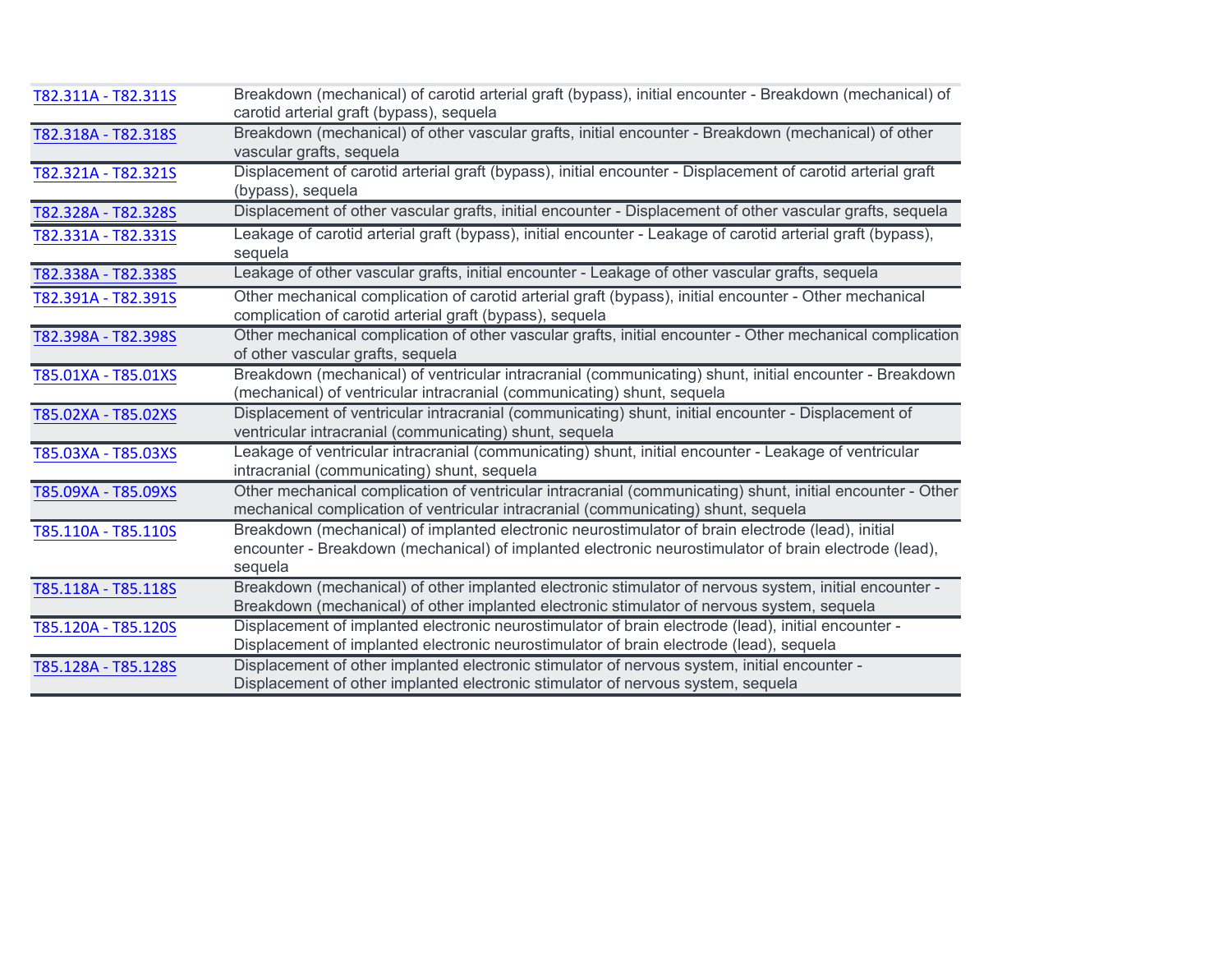| | |
|---|---|
| T82.311A - T82.311S | Breakdown (mechanical) of carotid arterial graft (bypass), initial encounter - Breakdown (mechanical) of carotid arterial graft (bypass), sequela |
| T82.318A - T82.318S | Breakdown (mechanical) of other vascular grafts, initial encounter - Breakdown (mechanical) of other vascular grafts, sequela |
| T82.321A - T82.321S | Displacement of carotid arterial graft (bypass), initial encounter - Displacement of carotid arterial graft (bypass), sequela |
| T82.328A - T82.328S | Displacement of other vascular grafts, initial encounter - Displacement of other vascular grafts, sequela |
| T82.331A - T82.331S | Leakage of carotid arterial graft (bypass), initial encounter - Leakage of carotid arterial graft (bypass), sequela |
| T82.338A - T82.338S | Leakage of other vascular grafts, initial encounter - Leakage of other vascular grafts, sequela |
| T82.391A - T82.391S | Other mechanical complication of carotid arterial graft (bypass), initial encounter - Other mechanical complication of carotid arterial graft (bypass), sequela |
| T82.398A - T82.398S | Other mechanical complication of other vascular grafts, initial encounter - Other mechanical complication of other vascular grafts, sequela |
| T85.01XA - T85.01XS | Breakdown (mechanical) of ventricular intracranial (communicating) shunt, initial encounter - Breakdown (mechanical) of ventricular intracranial (communicating) shunt, sequela |
| T85.02XA - T85.02XS | Displacement of ventricular intracranial (communicating) shunt, initial encounter - Displacement of ventricular intracranial (communicating) shunt, sequela |
| T85.03XA - T85.03XS | Leakage of ventricular intracranial (communicating) shunt, initial encounter - Leakage of ventricular intracranial (communicating) shunt, sequela |
| T85.09XA - T85.09XS | Other mechanical complication of ventricular intracranial (communicating) shunt, initial encounter - Other mechanical complication of ventricular intracranial (communicating) shunt, sequela |
| T85.110A - T85.110S | Breakdown (mechanical) of implanted electronic neurostimulator of brain electrode (lead), initial encounter - Breakdown (mechanical) of implanted electronic neurostimulator of brain electrode (lead), sequela |
| T85.118A - T85.118S | Breakdown (mechanical) of other implanted electronic stimulator of nervous system, initial encounter - Breakdown (mechanical) of other implanted electronic stimulator of nervous system, sequela |
| T85.120A - T85.120S | Displacement of implanted electronic neurostimulator of brain electrode (lead), initial encounter - Displacement of implanted electronic neurostimulator of brain electrode (lead), sequela |
| T85.128A - T85.128S | Displacement of other implanted electronic stimulator of nervous system, initial encounter - Displacement of other implanted electronic stimulator of nervous system, sequela |